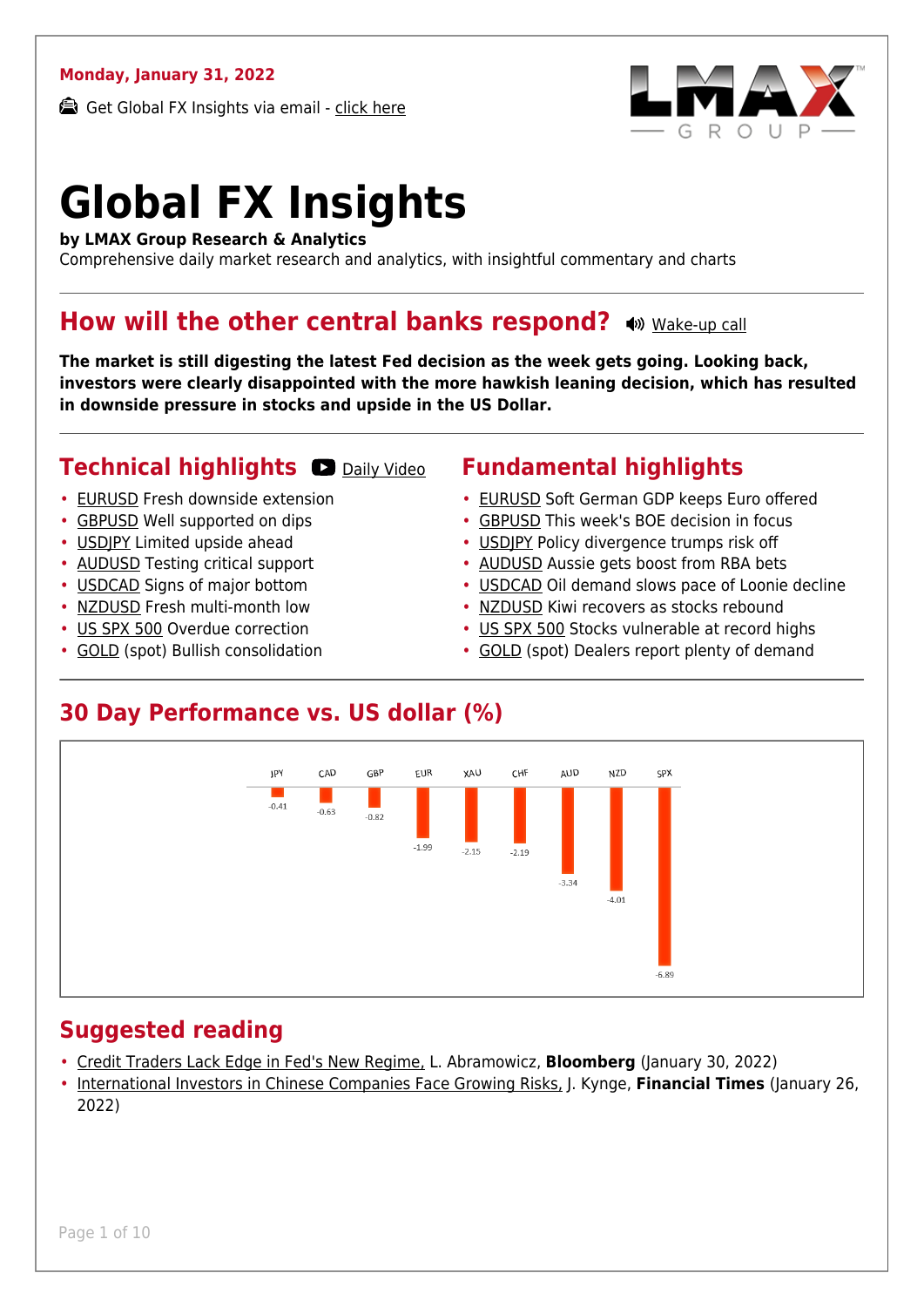**Monday, January 31, 2022**

Get Global FX Insights via email - click here

# Global FX Insights

**by LMAX Group Research & Analytics**
Comprehensive daily market research and analytics, with insightful commentary and charts

## How will the other central banks respond?

Wake-up call

**The market is still digesting the latest Fed decision as the week gets going. Looking back, investors were clearly disappointed with the more hawkish leaning decision, which has resulted in downside pressure in stocks and upside in the US Dollar.**

## Technical highlights

Daily Video

- EURUSD Fresh downside extension
- GBPUSD Well supported on dips
- USDJPY Limited upside ahead
- AUDUSD Testing critical support
- USDCAD Signs of major bottom
- NZDUSD Fresh multi-month low
- US SPX 500 Overdue correction
- GOLD (spot) Bullish consolidation

## Fundamental highlights

- EURUSD Soft German GDP keeps Euro offered
- GBPUSD This week's BOE decision in focus
- USDJPY Policy divergence trumps risk off
- AUDUSD Aussie gets boost from RBA bets
- USDCAD Oil demand slows pace of Loonie decline
- NZDUSD Kiwi recovers as stocks rebound
- US SPX 500 Stocks vulnerable at record highs
- GOLD (spot) Dealers report plenty of demand

## 30 Day Performance vs. US dollar (%)

| JPY | CAD | GBP | EUR | XAU | CHF | AUD | NZD | SPX |
|---|---|---|---|---|---|---|---|---|
| -0.41 | -0.63 | -0.82 | -1.99 | -2.15 | -2.19 | -3.34 | -4.01 | -6.89 |

## Suggested reading

- Credit Traders Lack Edge in Fed's New Regime, L. Abramowicz, **Bloomberg** (January 30, 2022)
- International Investors in Chinese Companies Face Growing Risks, J. Kynge, **Financial Times** (January 26, 2022)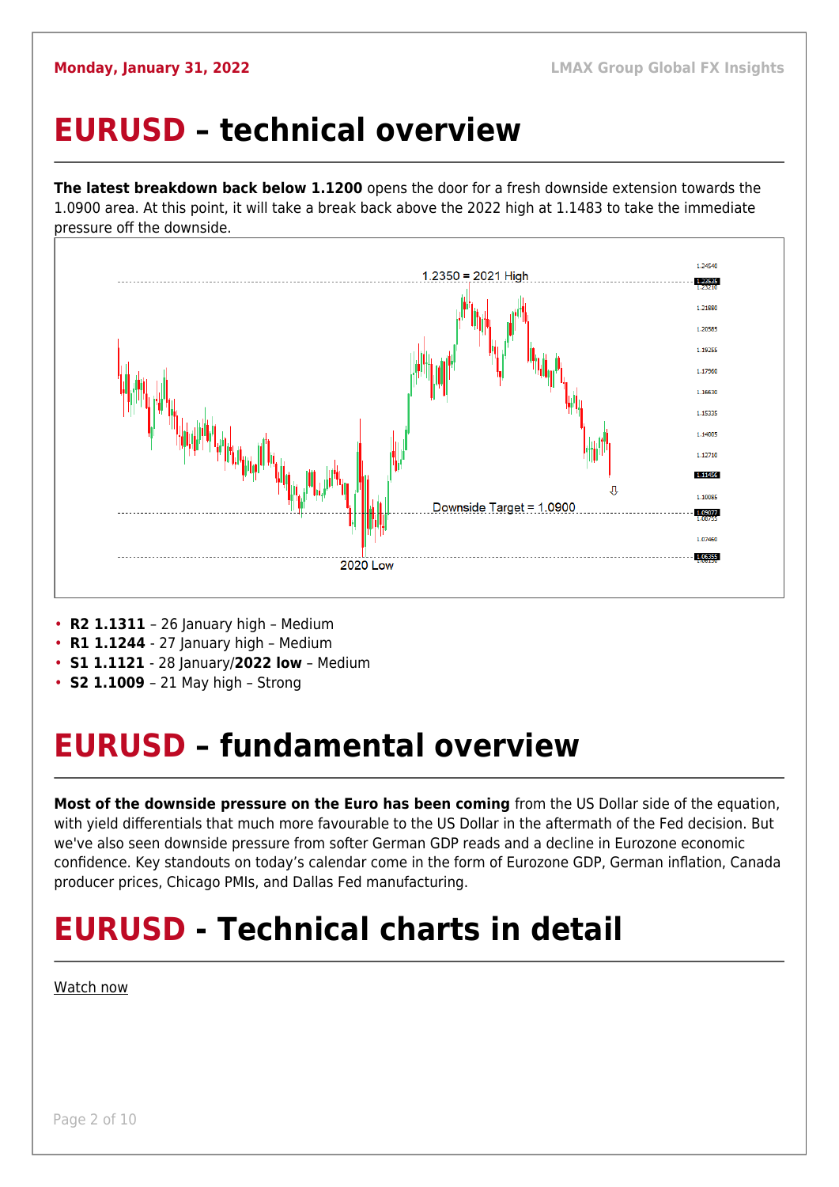# EURUSD – technical overview

**The latest breakdown back below 1.1200** opens the door for a fresh downside extension towards the 1.0900 area. At this point, it will take a break back above the 2022 high at 1.1483 to take the immediate pressure off the downside.

- **R2 1.1311** – 26 January high – Medium
- **R1 1.1244** - 27 January high – Medium
- **S1 1.1121** - 28 January/**2022 low** – Medium
- **S2 1.1009** – 21 May high – Strong

# EURUSD – fundamental overview

**Most of the downside pressure on the Euro has been coming** from the US Dollar side of the equation, with yield differentials that much more favourable to the US Dollar in the aftermath of the Fed decision. But we've also seen downside pressure from softer German GDP reads and a decline in Eurozone economic confidence. Key standouts on today's calendar come in the form of Eurozone GDP, German inflation, Canada producer prices, Chicago PMIs, and Dallas Fed manufacturing.

# EURUSD - Technical charts in detail

Watch now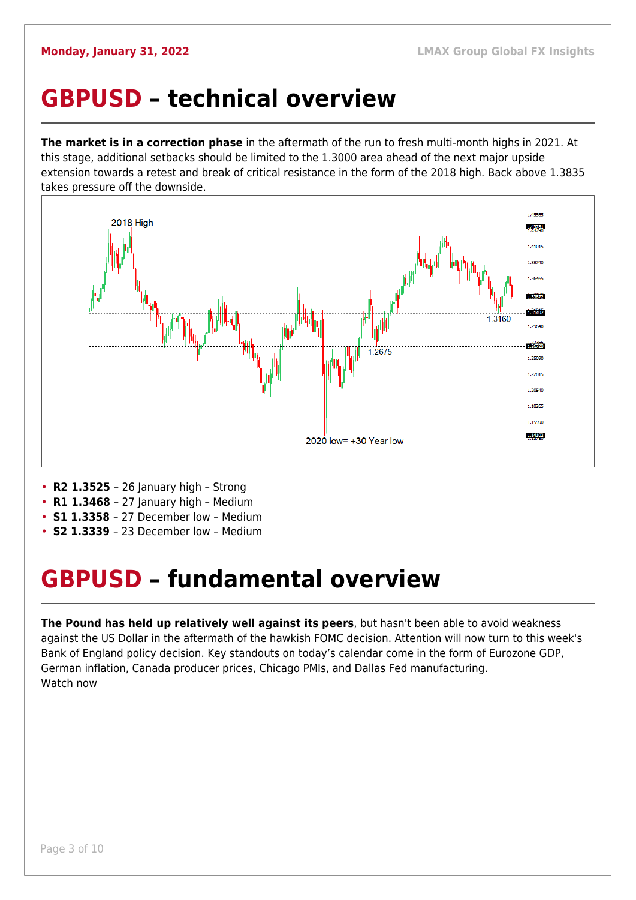# GBPUSD – technical overview

**The market is in a correction phase** in the aftermath of the run to fresh multi-month highs in 2021. At this stage, additional setbacks should be limited to the 1.3000 area ahead of the next major upside extension towards a retest and break of critical resistance in the form of the 2018 high. Back above 1.3835 takes pressure off the downside.

- **R2 1.3525** – 26 January high – Strong
- **R1 1.3468** – 27 January high – Medium
- **S1 1.3358** – 27 December low – Medium
- **S2 1.3339** – 23 December low – Medium

# GBPUSD – fundamental overview

**The Pound has held up relatively well against its peers**, but hasn't been able to avoid weakness against the US Dollar in the aftermath of the hawkish FOMC decision. Attention will now turn to this week's Bank of England policy decision. Key standouts on today's calendar come in the form of Eurozone GDP, German inflation, Canada producer prices, Chicago PMIs, and Dallas Fed manufacturing.

Watch now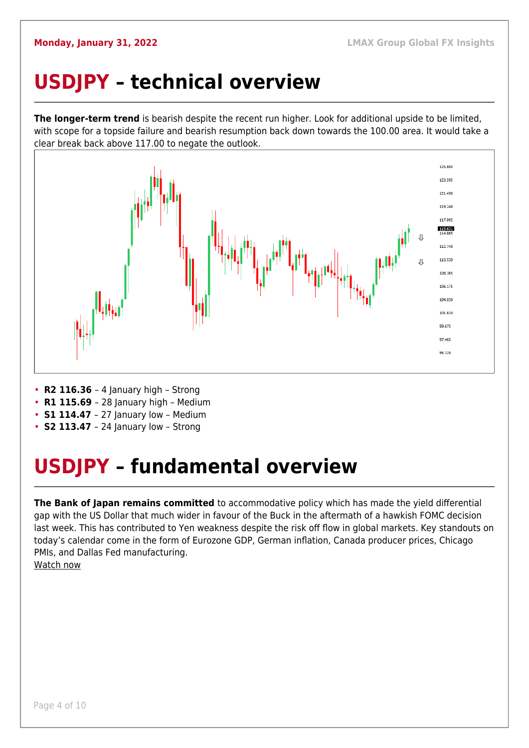# USDJPY – technical overview

**The longer-term trend** is bearish despite the recent run higher. Look for additional upside to be limited, with scope for a topside failure and bearish resumption back down towards the 100.00 area. It would take a clear break back above 117.00 to negate the outlook.

- **R2 116.36** – 4 January high – Strong
- **R1 115.69** – 28 January high – Medium
- **S1 114.47** – 27 January low – Medium
- **S2 113.47** – 24 January low – Strong

# USDJPY – fundamental overview

**The Bank of Japan remains committed** to accommodative policy which has made the yield differential gap with the US Dollar that much wider in favour of the Buck in the aftermath of a hawkish FOMC decision last week. This has contributed to Yen weakness despite the risk off flow in global markets. Key standouts on today's calendar come in the form of Eurozone GDP, German inflation, Canada producer prices, Chicago PMIs, and Dallas Fed manufacturing.
Watch now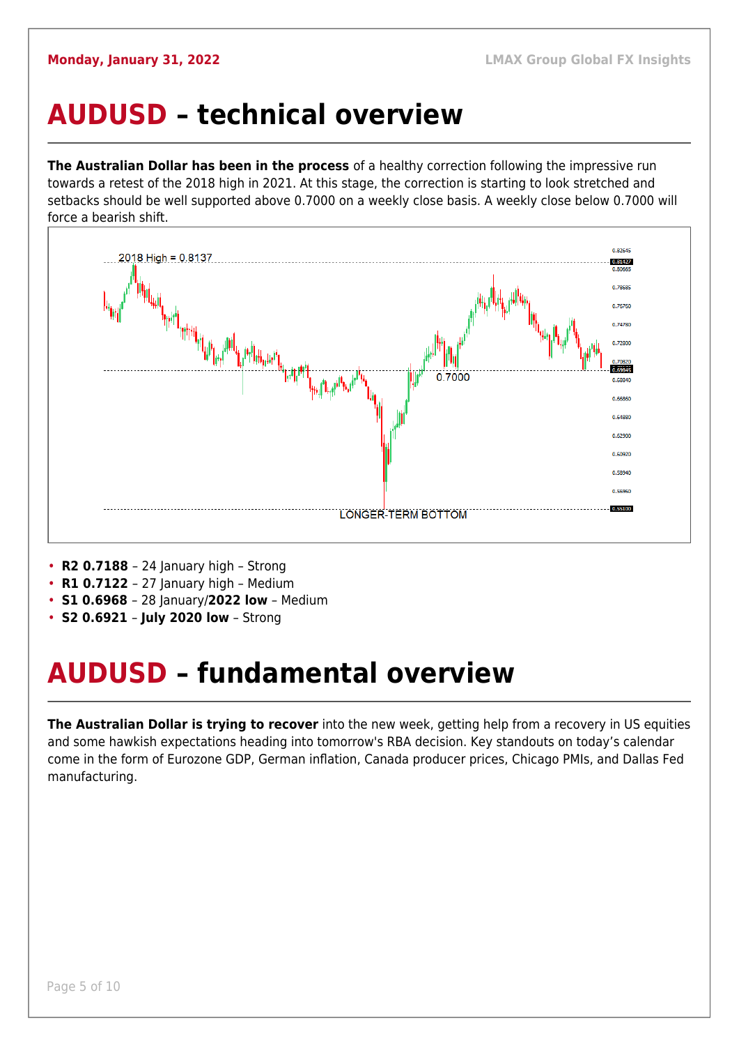# AUDUSD – technical overview

**The Australian Dollar has been in the process** of a healthy correction following the impressive run towards a retest of the 2018 high in 2021. At this stage, the correction is starting to look stretched and setbacks should be well supported above 0.7000 on a weekly close basis. A weekly close below 0.7000 will force a bearish shift.

- **R2 0.7188** – 24 January high – Strong
- **R1 0.7122** – 27 January high – Medium
- **S1 0.6968** – 28 January/**2022 low** – Medium
- **S2 0.6921** – **July 2020 low** – Strong

# AUDUSD – fundamental overview

**The Australian Dollar is trying to recover** into the new week, getting help from a recovery in US equities and some hawkish expectations heading into tomorrow's RBA decision. Key standouts on today's calendar come in the form of Eurozone GDP, German inflation, Canada producer prices, Chicago PMIs, and Dallas Fed manufacturing.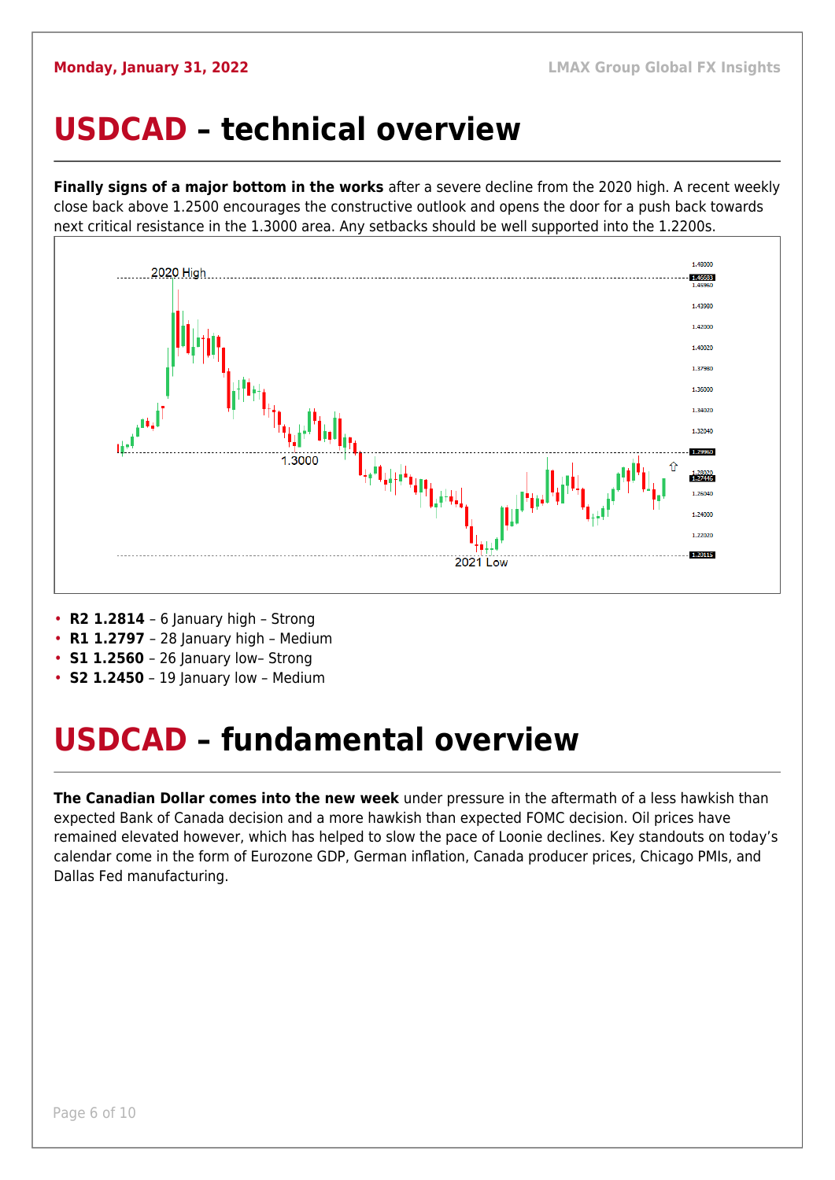# USDCAD – technical overview

**Finally signs of a major bottom in the works** after a severe decline from the 2020 high. A recent weekly close back above 1.2500 encourages the constructive outlook and opens the door for a push back towards next critical resistance in the 1.3000 area. Any setbacks should be well supported into the 1.2200s.

- **R2 1.2814** – 6 January high – Strong
- **R1 1.2797** – 28 January high – Medium
- **S1 1.2560** – 26 January low– Strong
- **S2 1.2450** – 19 January low – Medium

# USDCAD – fundamental overview

**The Canadian Dollar comes into the new week** under pressure in the aftermath of a less hawkish than expected Bank of Canada decision and a more hawkish than expected FOMC decision. Oil prices have remained elevated however, which has helped to slow the pace of Loonie declines. Key standouts on today's calendar come in the form of Eurozone GDP, German inflation, Canada producer prices, Chicago PMIs, and Dallas Fed manufacturing.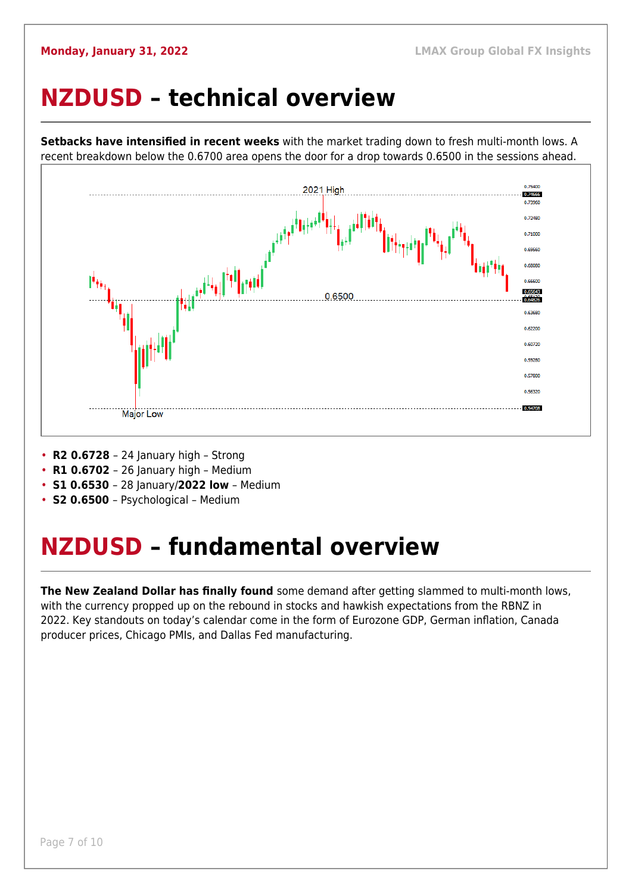# NZDUSD – technical overview

**Setbacks have intensified in recent weeks** with the market trading down to fresh multi-month lows. A recent breakdown below the 0.6700 area opens the door for a drop towards 0.6500 in the sessions ahead.

- **R2 0.6728** – 24 January high – Strong
- **R1 0.6702** – 26 January high – Medium
- **S1 0.6530** – 28 January/**2022 low** – Medium
- **S2 0.6500** – Psychological – Medium

# NZDUSD – fundamental overview

**The New Zealand Dollar has finally found** some demand after getting slammed to multi-month lows, with the currency propped up on the rebound in stocks and hawkish expectations from the RBNZ in 2022. Key standouts on today's calendar come in the form of Eurozone GDP, German inflation, Canada producer prices, Chicago PMIs, and Dallas Fed manufacturing.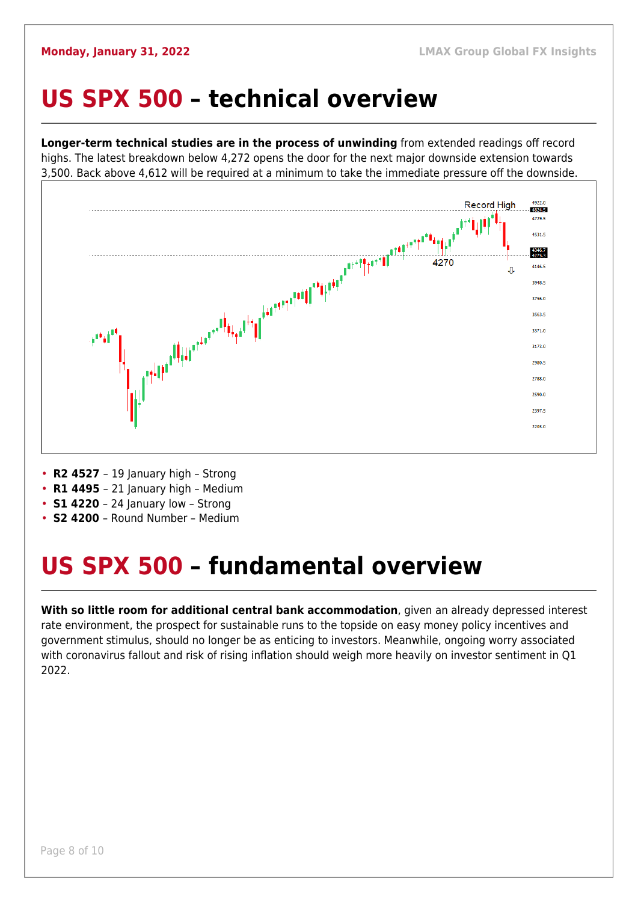# US SPX 500 – technical overview

**Longer-term technical studies are in the process of unwinding** from extended readings off record highs. The latest breakdown below 4,272 opens the door for the next major downside extension towards 3,500. Back above 4,612 will be required at a minimum to take the immediate pressure off the downside.

- **R2 4527** – 19 January high – Strong
- **R1 4495** – 21 January high – Medium
- **S1 4220** – 24 January low – Strong
- **S2 4200** – Round Number – Medium

# US SPX 500 – fundamental overview

**With so little room for additional central bank accommodation**, given an already depressed interest rate environment, the prospect for sustainable runs to the topside on easy money policy incentives and government stimulus, should no longer be as enticing to investors. Meanwhile, ongoing worry associated with coronavirus fallout and risk of rising inflation should weigh more heavily on investor sentiment in Q1 2022.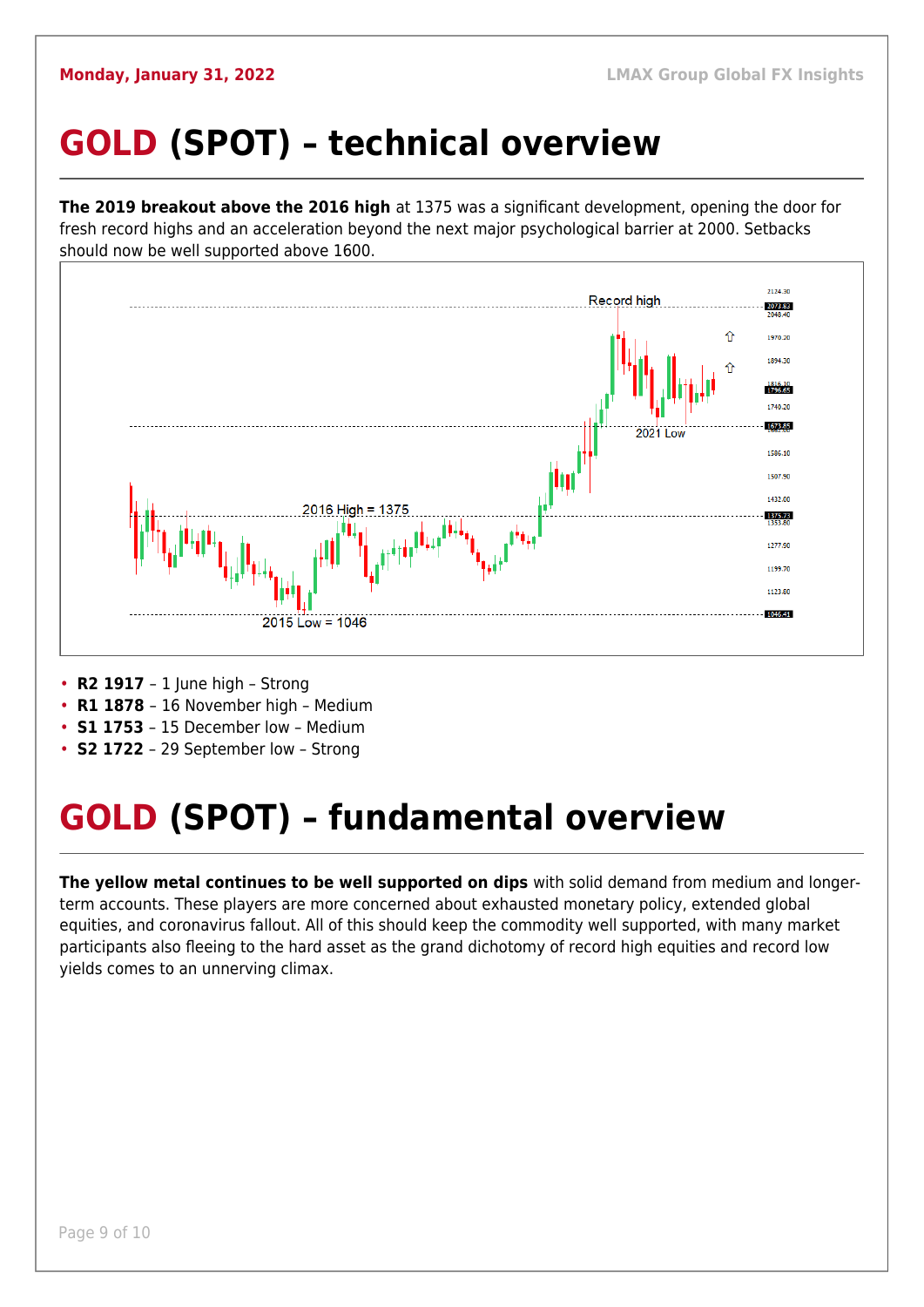# GOLD (SPOT) – technical overview

**The 2019 breakout above the 2016 high** at 1375 was a significant development, opening the door for fresh record highs and an acceleration beyond the next major psychological barrier at 2000. Setbacks should now be well supported above 1600.

- **R2 1917** – 1 June high – Strong
- **R1 1878** – 16 November high – Medium
- **S1 1753** – 15 December low – Medium
- **S2 1722** – 29 September low – Strong

# GOLD (SPOT) – fundamental overview

**The yellow metal continues to be well supported on dips** with solid demand from medium and longer-term accounts. These players are more concerned about exhausted monetary policy, extended global equities, and coronavirus fallout. All of this should keep the commodity well supported, with many market participants also fleeing to the hard asset as the grand dichotomy of record high equities and record low yields comes to an unnerving climax.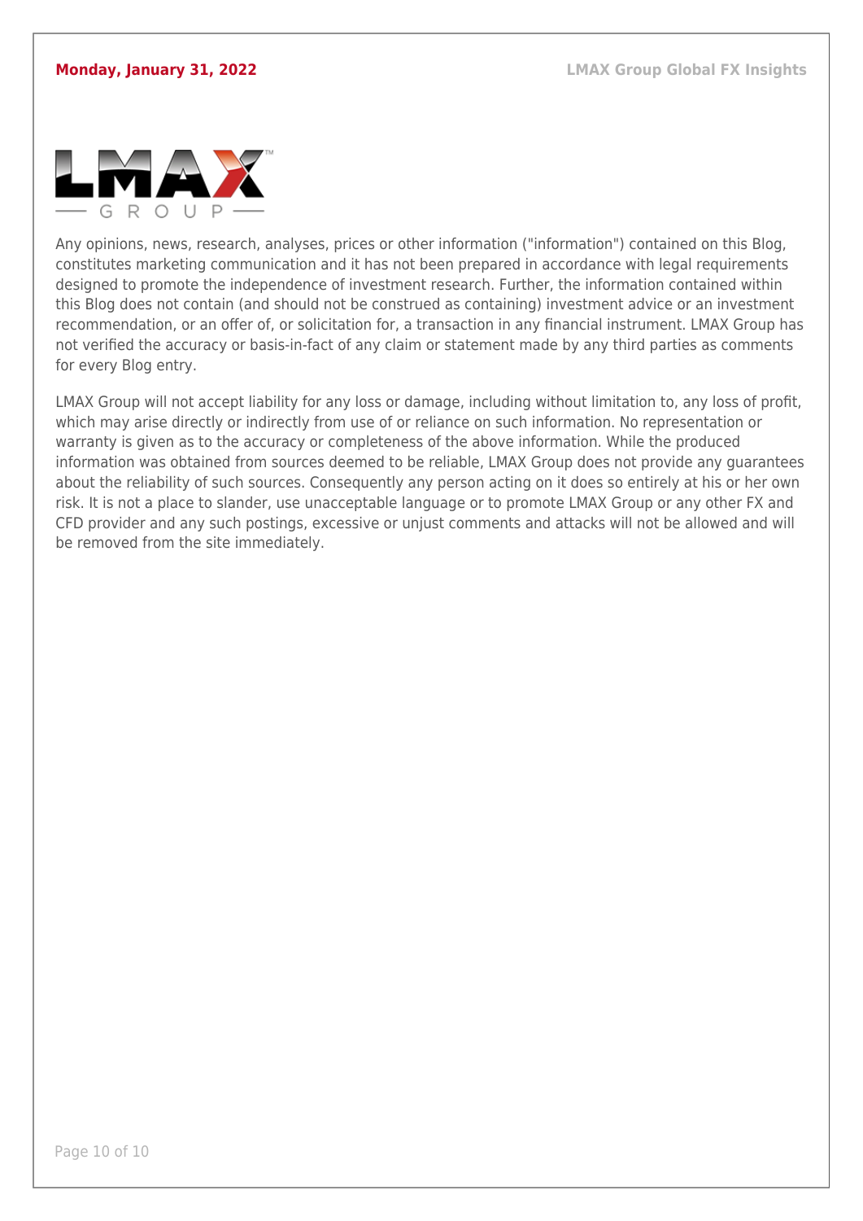Any opinions, news, research, analyses, prices or other information ("information") contained on this Blog, constitutes marketing communication and it has not been prepared in accordance with legal requirements designed to promote the independence of investment research. Further, the information contained within this Blog does not contain (and should not be construed as containing) investment advice or an investment recommendation, or an offer of, or solicitation for, a transaction in any financial instrument. LMAX Group has not verified the accuracy or basis-in-fact of any claim or statement made by any third parties as comments for every Blog entry.

LMAX Group will not accept liability for any loss or damage, including without limitation to, any loss of profit, which may arise directly or indirectly from use of or reliance on such information. No representation or warranty is given as to the accuracy or completeness of the above information. While the produced information was obtained from sources deemed to be reliable, LMAX Group does not provide any guarantees about the reliability of such sources. Consequently any person acting on it does so entirely at his or her own risk. It is not a place to slander, use unacceptable language or to promote LMAX Group or any other FX and CFD provider and any such postings, excessive or unjust comments and attacks will not be allowed and will be removed from the site immediately.